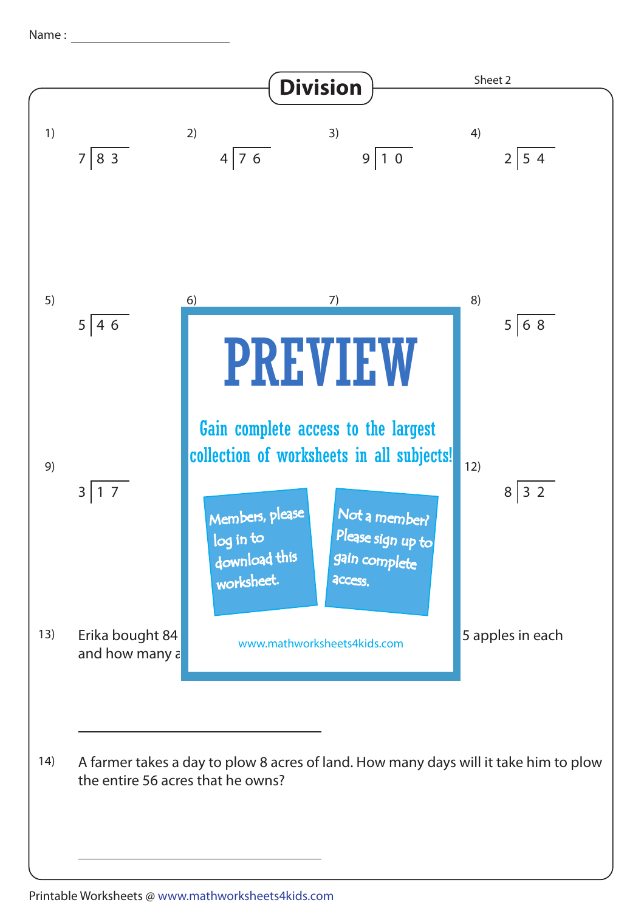Name : ______________________

# Division

Sheet 2

1) $7 \overline{)\,83}$

2) $4 \overline{)\,76}$

3) $9 \overline{)\,10}$

4) $2 \overline{)\,54}$

5) $5 \overline{)\,46}$

6)

7)

8) $5 \overline{)\,68}$

9) $3 \overline{)\,17}$

12) $8 \overline{)\,32}$

PREVIEW

Gain complete access to the largest collection of worksheets in all subjects!

Members, please log in to download this worksheet.

Not a member? Please sign up to gain complete access.

www.mathworksheets4kids.com

13) Erika bought 84 … 5 apples in each and how many a…

______________________

14) A farmer takes a day to plow 8 acres of land. How many days will it take him to plow the entire 56 acres that he owns?

______________________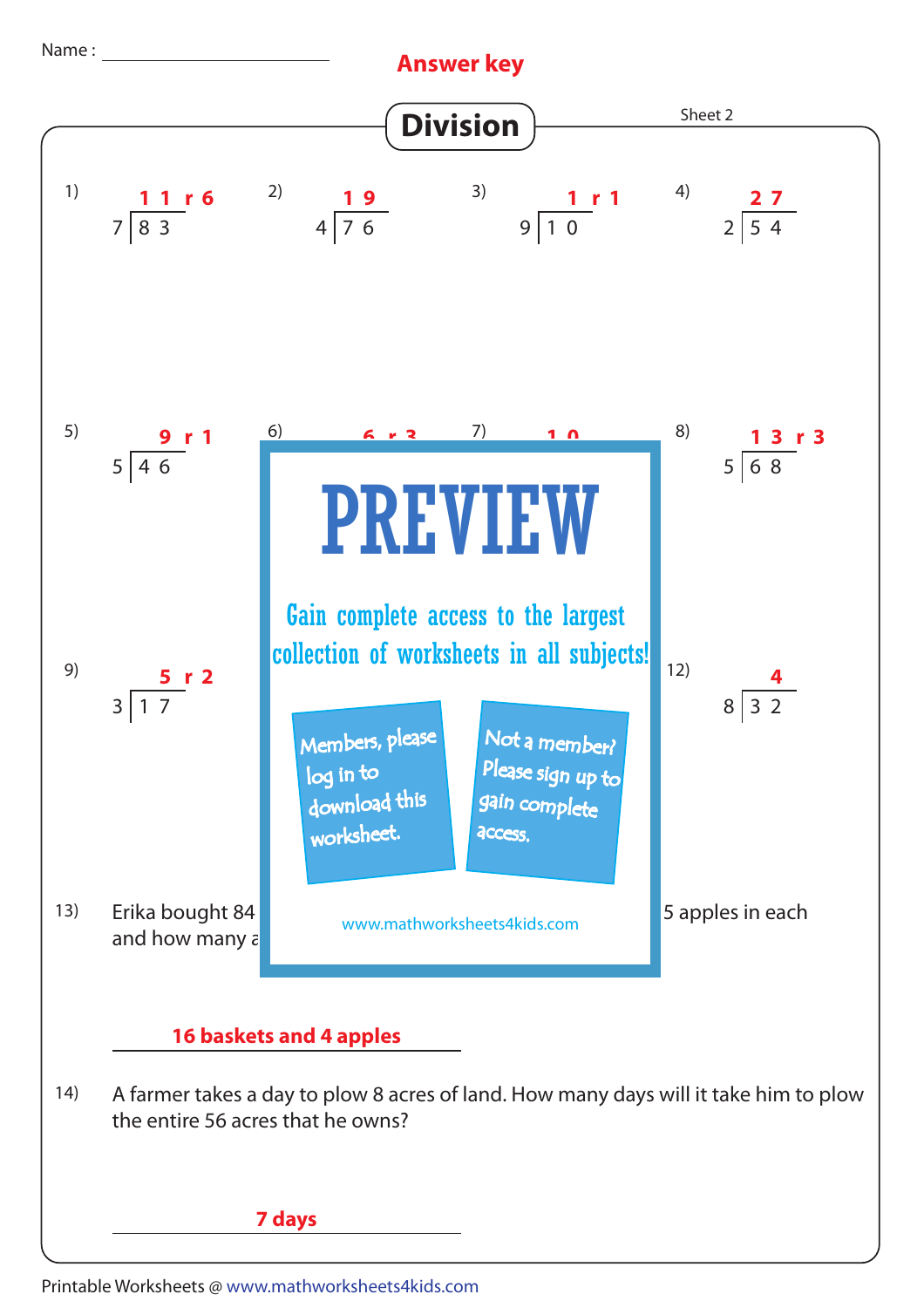Name : ____________________

**Answer key**

# Division

Sheet 2

1) $7 \overline{)83}$ = **11 r 6**

2) $4 \overline{)76}$ = **19**

3) $9 \overline{)10}$ = **1 r 1**

4) $2 \overline{)54}$ = **27**

5) $5 \overline{)46}$ = **9 r 1**

6) **6 r 3**

7) **10**

8) $5 \overline{)68}$ = **13 r 3**

9) $3 \overline{)17}$ = **5 r 2**

12) $8 \overline{)32}$ = **4**

PREVIEW

Gain complete access to the largest collection of worksheets in all subjects!

Members, please log in to download this worksheet.

Not a member? Please sign up to gain complete access.

www.mathworksheets4kids.com

13) Erika bought 84 … 5 apples in each and how many a…

**16 baskets and 4 apples**

14) A farmer takes a day to plow 8 acres of land. How many days will it take him to plow the entire 56 acres that he owns?

**7 days**

Printable Worksheets @ www.mathworksheets4kids.com